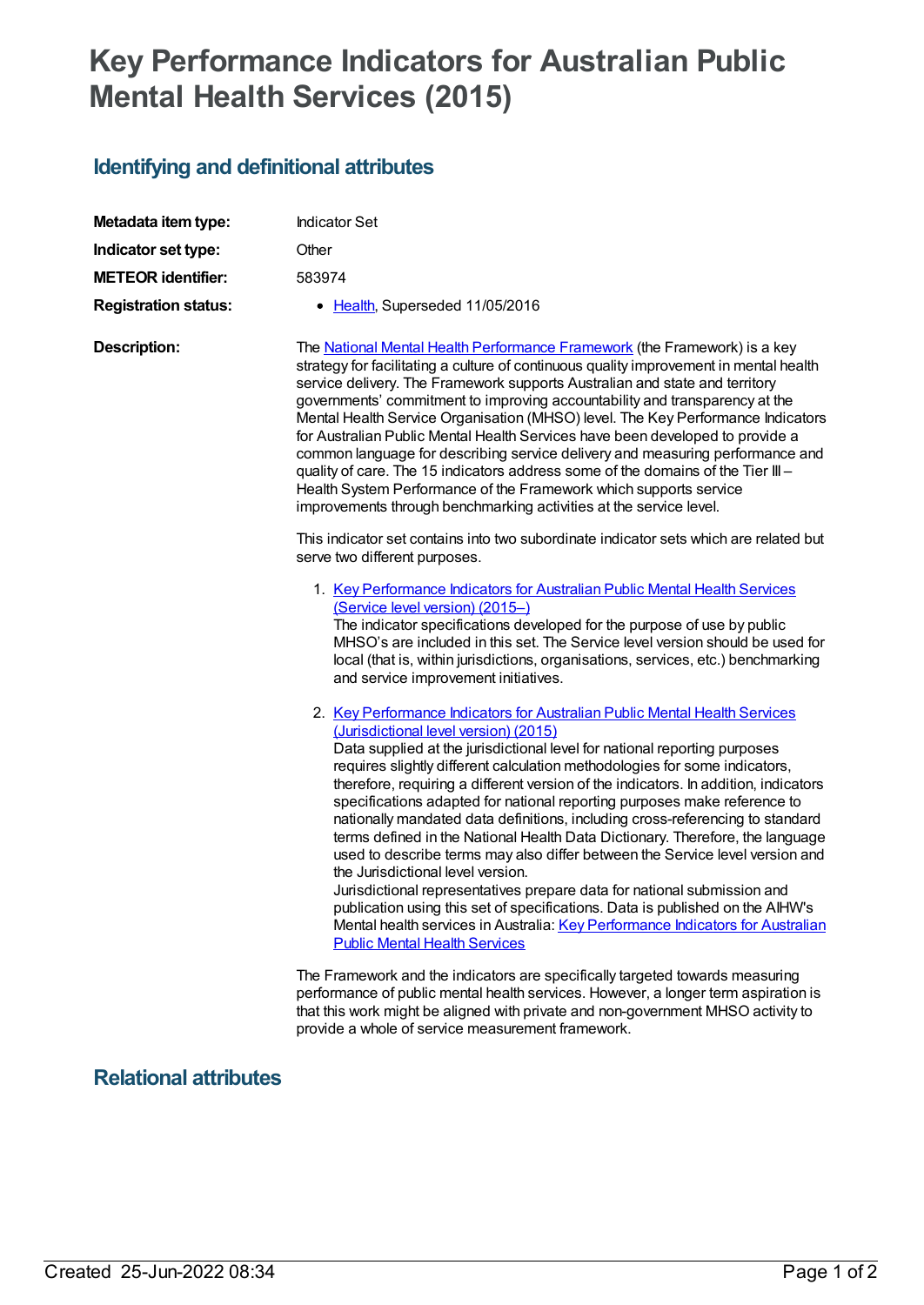# Key Performance Indicators for Australian Public Mental Health Services (2015)

## Identifying and definitional attributes

**Metadata item type:** Indicator Set

**Indicator set type:** Other

**METEOR identifier:** 583974

**Registration status:**

- Health, Superseded 11/05/2016

**Description:**

The National Mental Health Performance Framework (the Framework) is a key strategy for facilitating a culture of continuous quality improvement in mental health service delivery. The Framework supports Australian and state and territory governments' commitment to improving accountability and transparency at the Mental Health Service Organisation (MHSO) level. The Key Performance Indicators for Australian Public Mental Health Services have been developed to provide a common language for describing service delivery and measuring performance and quality of care. The 15 indicators address some of the domains of the Tier III – Health System Performance of the Framework which supports service improvements through benchmarking activities at the service level.

This indicator set contains into two subordinate indicator sets which are related but serve two different purposes.

1. Key Performance Indicators for Australian Public Mental Health Services (Service level version) (2015–)
   The indicator specifications developed for the purpose of use by public MHSO's are included in this set. The Service level version should be used for local (that is, within jurisdictions, organisations, services, etc.) benchmarking and service improvement initiatives.

2. Key Performance Indicators for Australian Public Mental Health Services (Jurisdictional level version) (2015)
   Data supplied at the jurisdictional level for national reporting purposes requires slightly different calculation methodologies for some indicators, therefore, requiring a different version of the indicators. In addition, indicators specifications adapted for national reporting purposes make reference to nationally mandated data definitions, including cross-referencing to standard terms defined in the National Health Data Dictionary. Therefore, the language used to describe terms may also differ between the Service level version and the Jurisdictional level version.
   Jurisdictional representatives prepare data for national submission and publication using this set of specifications. Data is published on the AIHW's Mental health services in Australia: Key Performance Indicators for Australian Public Mental Health Services

The Framework and the indicators are specifically targeted towards measuring performance of public mental health services. However, a longer term aspiration is that this work might be aligned with private and non-government MHSO activity to provide a whole of service measurement framework.

## Relational attributes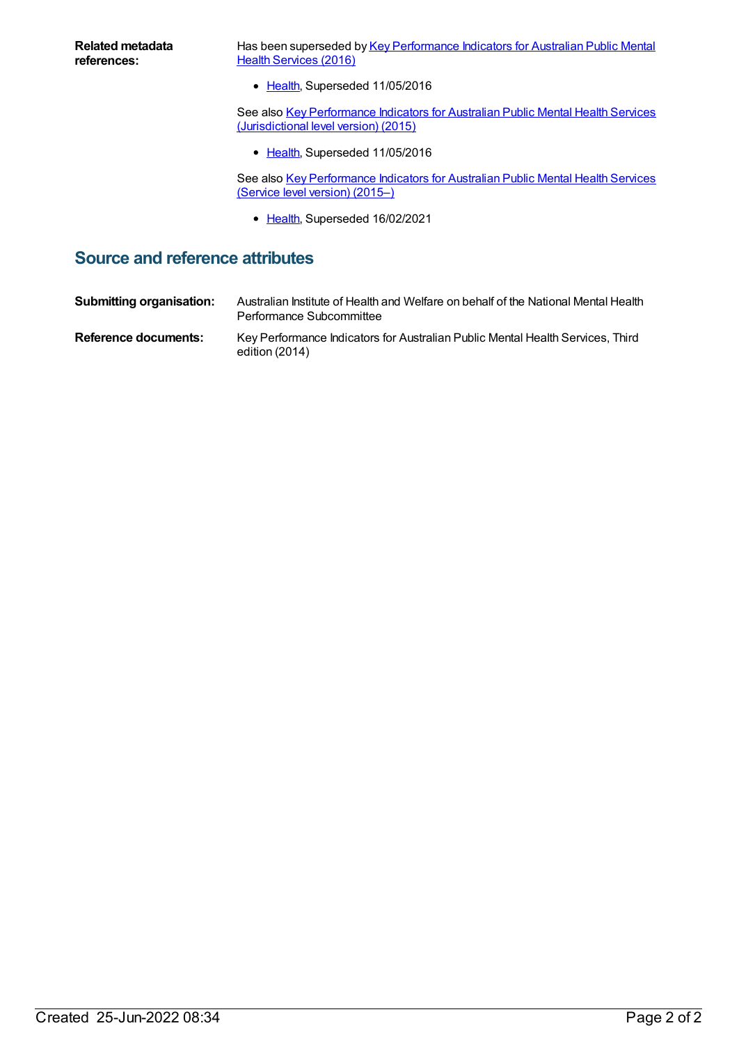**Related metadata references:**

Has been superseded by Key Performance Indicators for Australian Public Mental Health Services (2016)

- Health, Superseded 11/05/2016

See also Key Performance Indicators for Australian Public Mental Health Services (Jurisdictional level version) (2015)

- Health, Superseded 11/05/2016

See also Key Performance Indicators for Australian Public Mental Health Services (Service level version) (2015–)

- Health, Superseded 16/02/2021

## Source and reference attributes

**Submitting organisation:** Australian Institute of Health and Welfare on behalf of the National Mental Health Performance Subcommittee

**Reference documents:** Key Performance Indicators for Australian Public Mental Health Services, Third edition (2014)